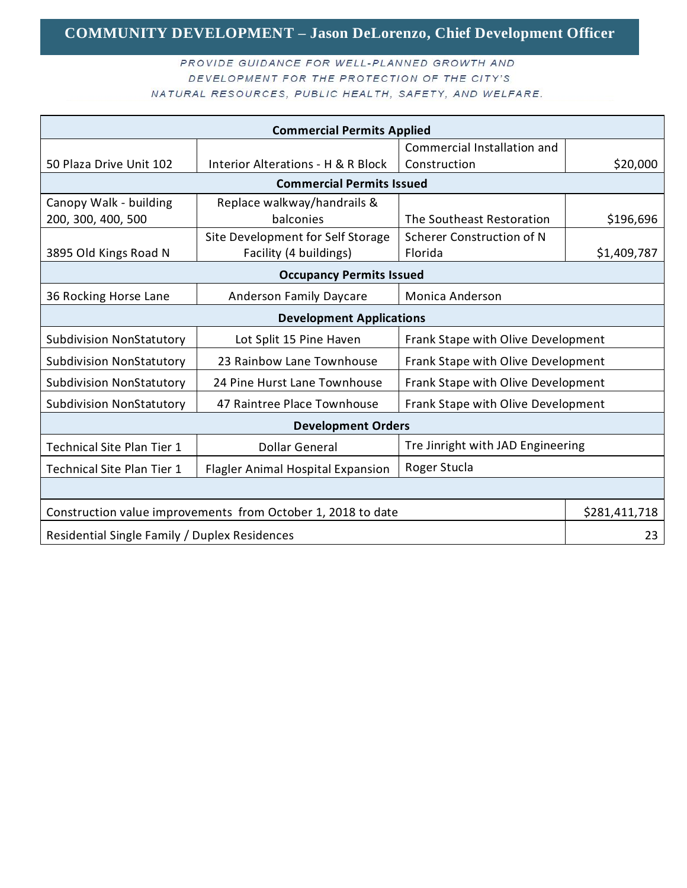# COMMUNITY DEVELOPMENT – Jason DeLorenzo, Chief Development Officer

*PROVIDE GUIDANCE FOR WELL-PLANNED GROWTH AND DEVELOPMENT FOR THE PROTECTION OF THE CITY'S NATURAL RESOURCES, PUBLIC HEALTH, SAFETY, AND WELFARE.*

| **Commercial Permits Applied** | | | |
|---|---|---|---|
| 50 Plaza Drive Unit 102 | Interior Alterations - H & R Block | Commercial Installation and Construction | $20,000 |
| **Commercial Permits Issued** | | | |
| Canopy Walk - building 200, 300, 400, 500 | Replace walkway/handrails & balconies | The Southeast Restoration | $196,696 |
| 3895 Old Kings Road N | Site Development for Self Storage Facility (4 buildings) | Scherer Construction of N Florida | $1,409,787 |
| **Occupancy Permits Issued** | | | |
| 36 Rocking Horse Lane | Anderson Family Daycare | Monica Anderson | |
| **Development Applications** | | | |
| Subdivision NonStatutory | Lot Split 15 Pine Haven | Frank Stape with Olive Development | |
| Subdivision NonStatutory | 23 Rainbow Lane Townhouse | Frank Stape with Olive Development | |
| Subdivision NonStatutory | 24 Pine Hurst Lane Townhouse | Frank Stape with Olive Development | |
| Subdivision NonStatutory | 47 Raintree Place Townhouse | Frank Stape with Olive Development | |
| **Development Orders** | | | |
| Technical Site Plan Tier 1 | Dollar General | Tre Jinright with JAD Engineering | |
| Technical Site Plan Tier 1 | Flagler Animal Hospital Expansion | Roger Stucla | |
| | | | |
| Construction value improvements from October 1, 2018 to date | | | $281,411,718 |
| Residential Single Family / Duplex Residences | | | 23 |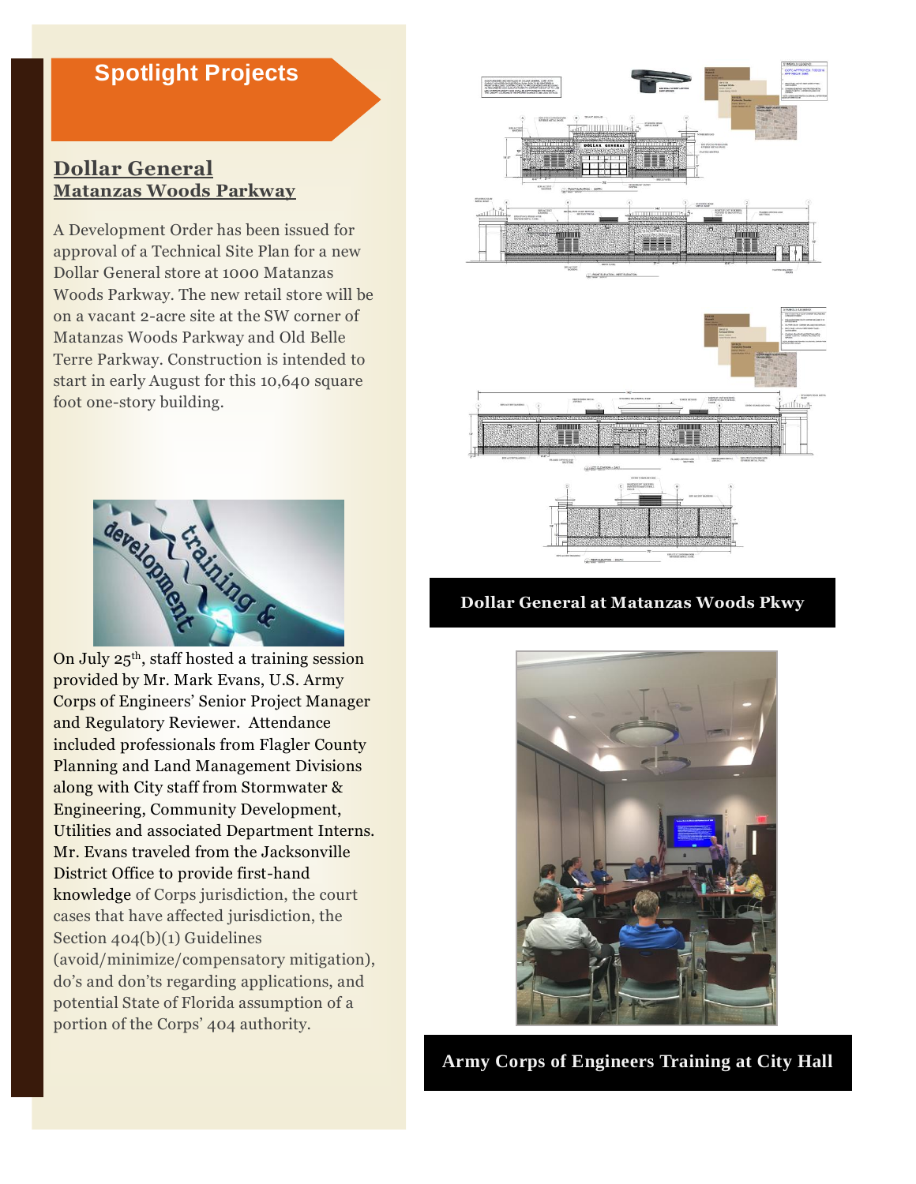## Spotlight Projects

### Dollar General
### Matanzas Woods Parkway

A Development Order has been issued for approval of a Technical Site Plan for a new Dollar General store at 1000 Matanzas Woods Parkway. The new retail store will be on a vacant 2-acre site at the SW corner of Matanzas Woods Parkway and Old Belle Terre Parkway. Construction is intended to start in early August for this 10,640 square foot one-story building.

On July 25th, staff hosted a training session provided by Mr. Mark Evans, U.S. Army Corps of Engineers' Senior Project Manager and Regulatory Reviewer. Attendance included professionals from Flagler County Planning and Land Management Divisions along with City staff from Stormwater & Engineering, Community Development, Utilities and associated Department Interns. Mr. Evans traveled from the Jacksonville District Office to provide first-hand knowledge of Corps jurisdiction, the court cases that have affected jurisdiction, the Section 404(b)(1) Guidelines (avoid/minimize/compensatory mitigation), do's and don'ts regarding applications, and potential State of Florida assumption of a portion of the Corps' 404 authority.

**Dollar General at Matanzas Woods Pkwy**

**Army Corps of Engineers Training at City Hall**